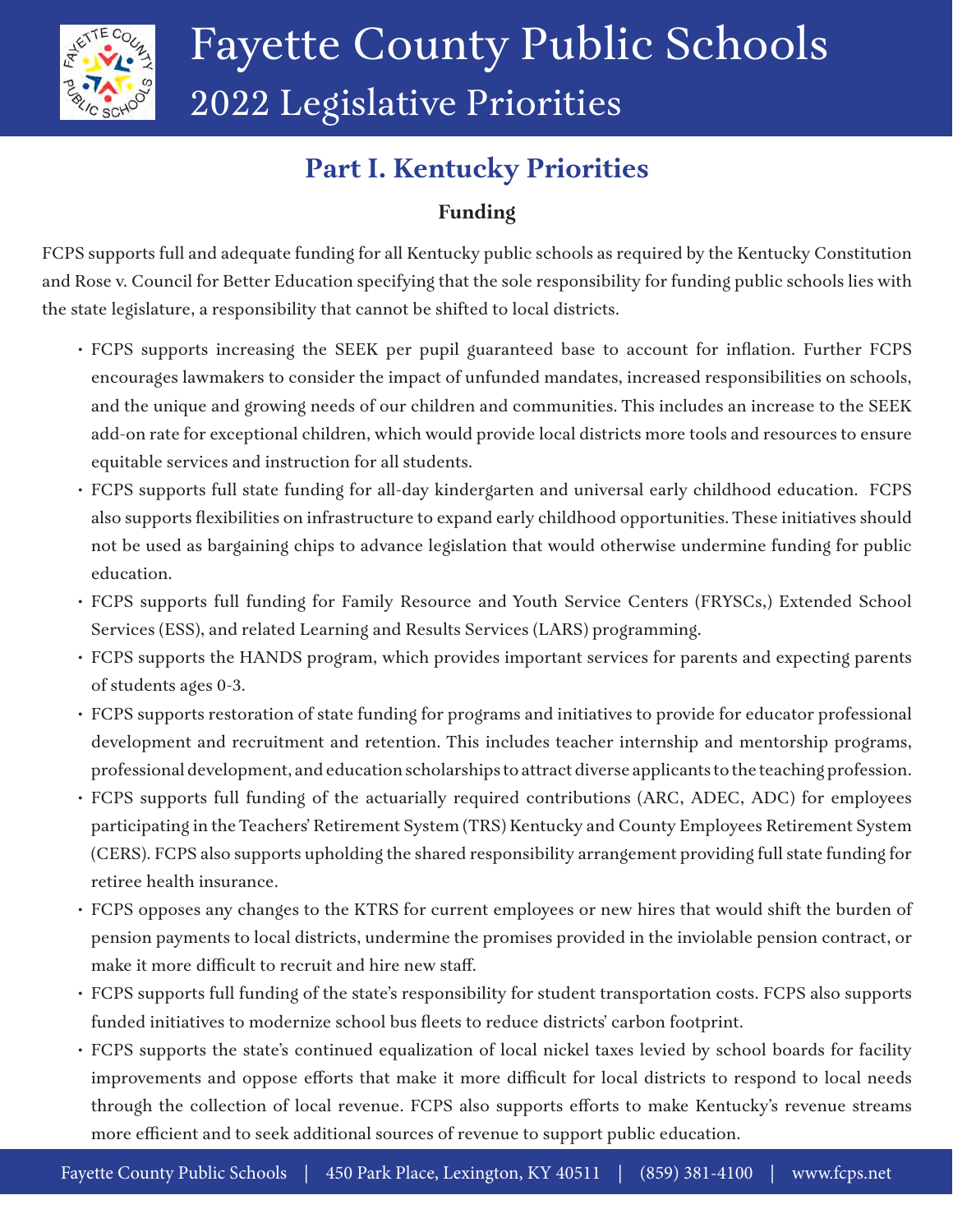# Fayette County Public Schools
## 2022 Legislative Priorities

## Part I. Kentucky Priorities

### Funding

FCPS supports full and adequate funding for all Kentucky public schools as required by the Kentucky Constitution and Rose v. Council for Better Education specifying that the sole responsibility for funding public schools lies with the state legislature, a responsibility that cannot be shifted to local districts.

- FCPS supports increasing the SEEK per pupil guaranteed base to account for inflation. Further FCPS encourages lawmakers to consider the impact of unfunded mandates, increased responsibilities on schools, and the unique and growing needs of our children and communities. This includes an increase to the SEEK add-on rate for exceptional children, which would provide local districts more tools and resources to ensure equitable services and instruction for all students.
- FCPS supports full state funding for all-day kindergarten and universal early childhood education. FCPS also supports flexibilities on infrastructure to expand early childhood opportunities. These initiatives should not be used as bargaining chips to advance legislation that would otherwise undermine funding for public education.
- FCPS supports full funding for Family Resource and Youth Service Centers (FRYSCs,) Extended School Services (ESS), and related Learning and Results Services (LARS) programming.
- FCPS supports the HANDS program, which provides important services for parents and expecting parents of students ages 0-3.
- FCPS supports restoration of state funding for programs and initiatives to provide for educator professional development and recruitment and retention. This includes teacher internship and mentorship programs, professional development, and education scholarships to attract diverse applicants to the teaching profession.
- FCPS supports full funding of the actuarially required contributions (ARC, ADEC, ADC) for employees participating in the Teachers' Retirement System (TRS) Kentucky and County Employees Retirement System (CERS). FCPS also supports upholding the shared responsibility arrangement providing full state funding for retiree health insurance.
- FCPS opposes any changes to the KTRS for current employees or new hires that would shift the burden of pension payments to local districts, undermine the promises provided in the inviolable pension contract, or make it more difficult to recruit and hire new staff.
- FCPS supports full funding of the state's responsibility for student transportation costs. FCPS also supports funded initiatives to modernize school bus fleets to reduce districts' carbon footprint.
- FCPS supports the state's continued equalization of local nickel taxes levied by school boards for facility improvements and oppose efforts that make it more difficult for local districts to respond to local needs through the collection of local revenue. FCPS also supports efforts to make Kentucky's revenue streams more efficient and to seek additional sources of revenue to support public education.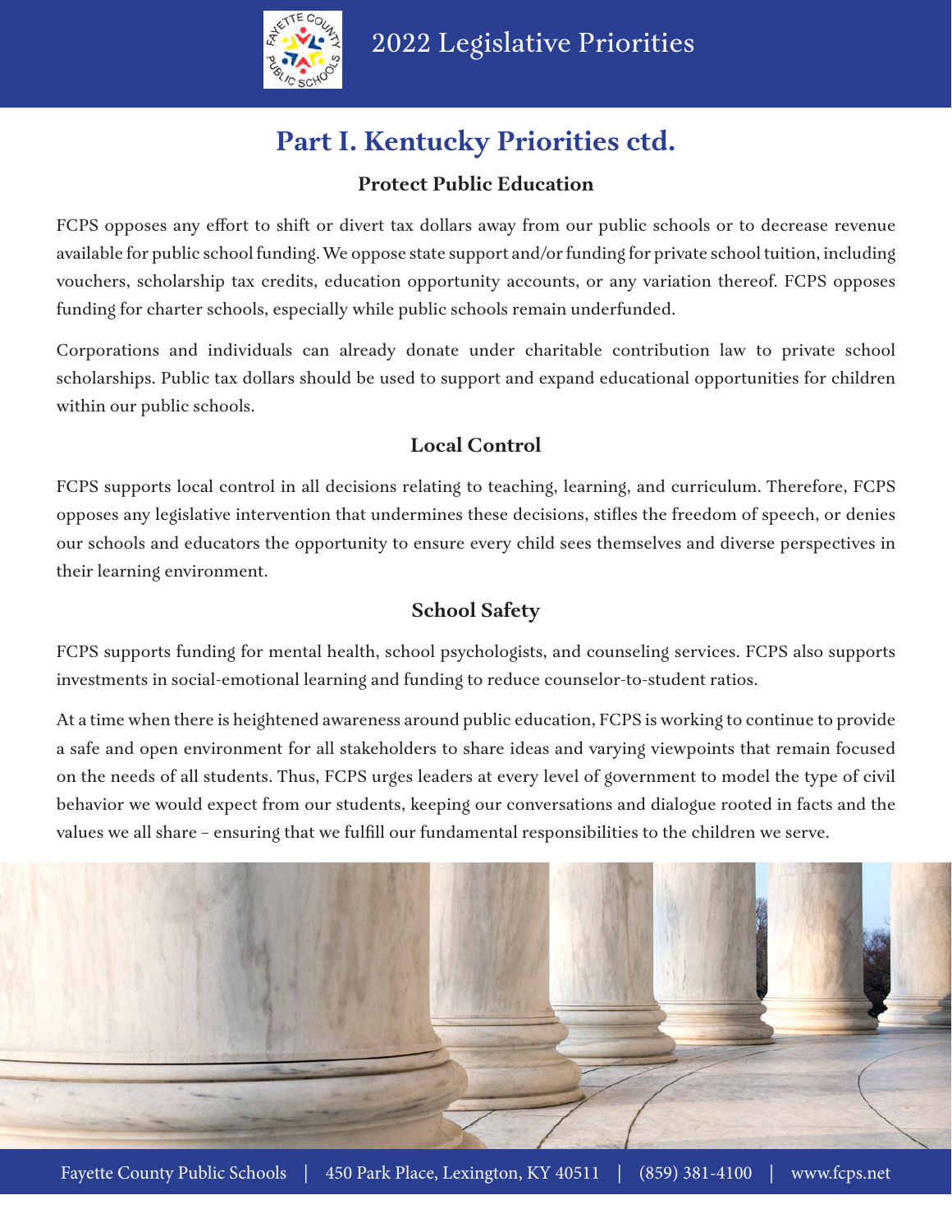## Part I. Kentucky Priorities ctd.

### Protect Public Education

FCPS opposes any effort to shift or divert tax dollars away from our public schools or to decrease revenue available for public school funding. We oppose state support and/or funding for private school tuition, including vouchers, scholarship tax credits, education opportunity accounts, or any variation thereof. FCPS opposes funding for charter schools, especially while public schools remain underfunded.

Corporations and individuals can already donate under charitable contribution law to private school scholarships. Public tax dollars should be used to support and expand educational opportunities for children within our public schools.

### Local Control

FCPS supports local control in all decisions relating to teaching, learning, and curriculum. Therefore, FCPS opposes any legislative intervention that undermines these decisions, stifles the freedom of speech, or denies our schools and educators the opportunity to ensure every child sees themselves and diverse perspectives in their learning environment.

### School Safety

FCPS supports funding for mental health, school psychologists, and counseling services. FCPS also supports investments in social-emotional learning and funding to reduce counselor-to-student ratios.

At a time when there is heightened awareness around public education, FCPS is working to continue to provide a safe and open environment for all stakeholders to share ideas and varying viewpoints that remain focused on the needs of all students. Thus, FCPS urges leaders at every level of government to model the type of civil behavior we would expect from our students, keeping our conversations and dialogue rooted in facts and the values we all share – ensuring that we fulfill our fundamental responsibilities to the children we serve.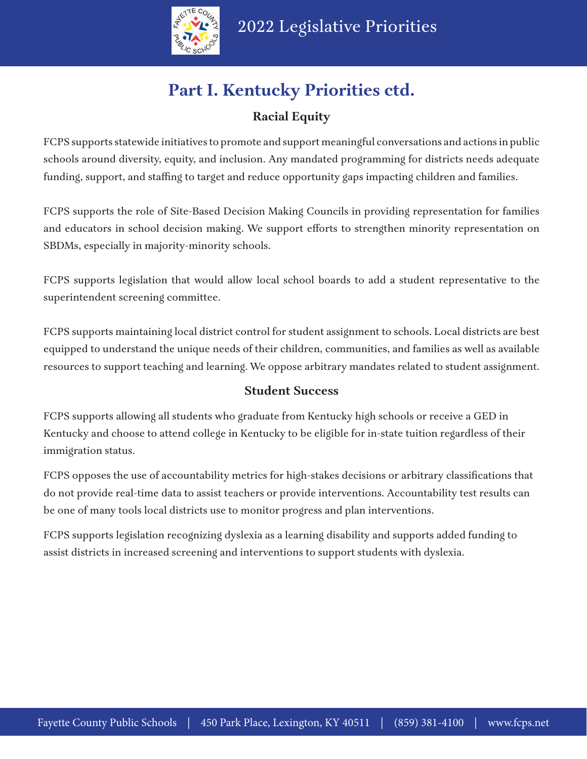# Part I. Kentucky Priorities ctd.

## Racial Equity

FCPS supports statewide initiatives to promote and support meaningful conversations and actions in public schools around diversity, equity, and inclusion. Any mandated programming for districts needs adequate funding, support, and staffing to target and reduce opportunity gaps impacting children and families.

FCPS supports the role of Site-Based Decision Making Councils in providing representation for families and educators in school decision making. We support efforts to strengthen minority representation on SBDMs, especially in majority-minority schools.

FCPS supports legislation that would allow local school boards to add a student representative to the superintendent screening committee.

FCPS supports maintaining local district control for student assignment to schools. Local districts are best equipped to understand the unique needs of their children, communities, and families as well as available resources to support teaching and learning. We oppose arbitrary mandates related to student assignment.

## Student Success

FCPS supports allowing all students who graduate from Kentucky high schools or receive a GED in Kentucky and choose to attend college in Kentucky to be eligible for in-state tuition regardless of their immigration status.

FCPS opposes the use of accountability metrics for high-stakes decisions or arbitrary classifications that do not provide real-time data to assist teachers or provide interventions. Accountability test results can be one of many tools local districts use to monitor progress and plan interventions.

FCPS supports legislation recognizing dyslexia as a learning disability and supports added funding to assist districts in increased screening and interventions to support students with dyslexia.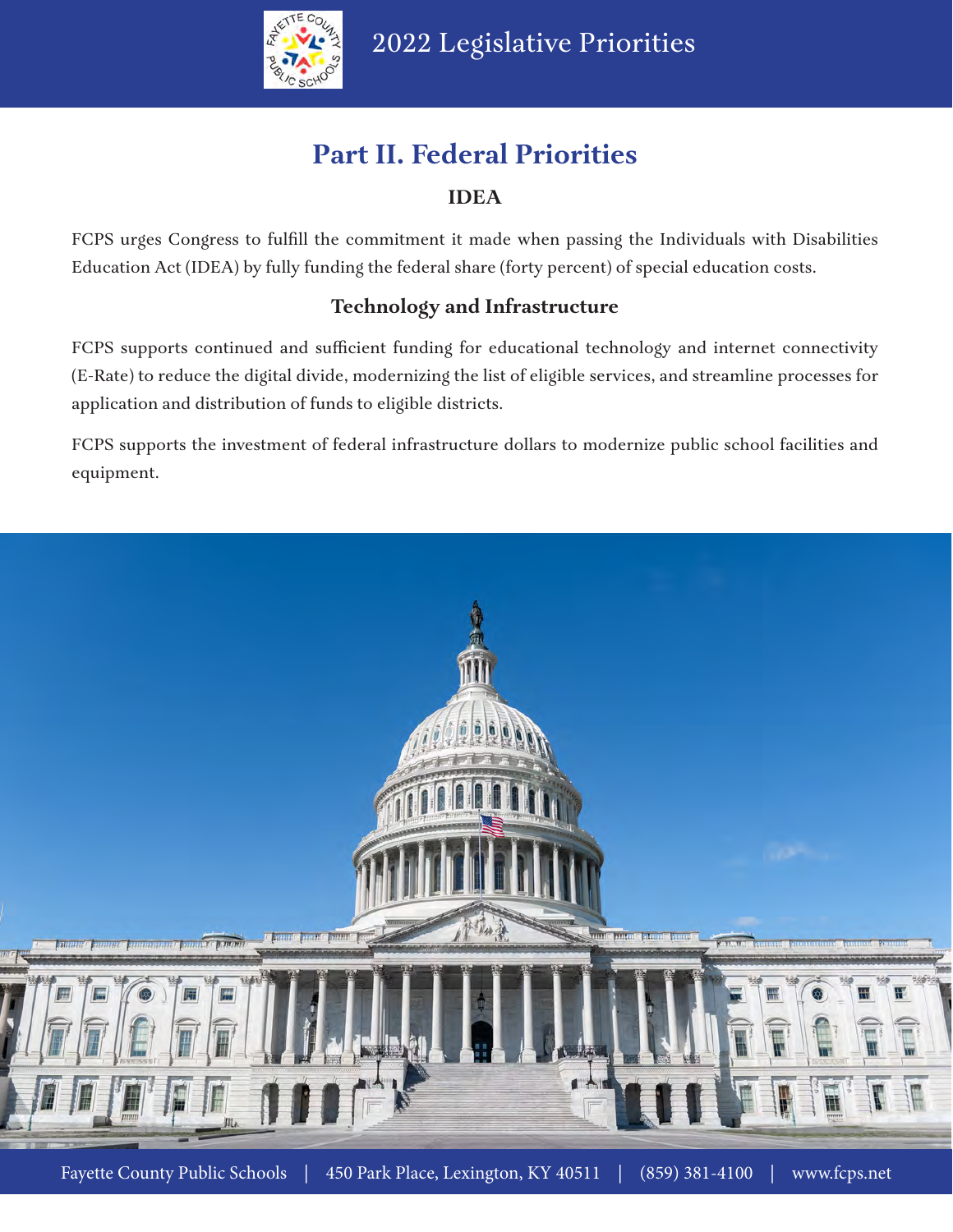# Part II. Federal Priorities

## IDEA

FCPS urges Congress to fulfill the commitment it made when passing the Individuals with Disabilities Education Act (IDEA) by fully funding the federal share (forty percent) of special education costs.

## Technology and Infrastructure

FCPS supports continued and sufficient funding for educational technology and internet connectivity (E-Rate) to reduce the digital divide, modernizing the list of eligible services, and streamline processes for application and distribution of funds to eligible districts.

FCPS supports the investment of federal infrastructure dollars to modernize public school facilities and equipment.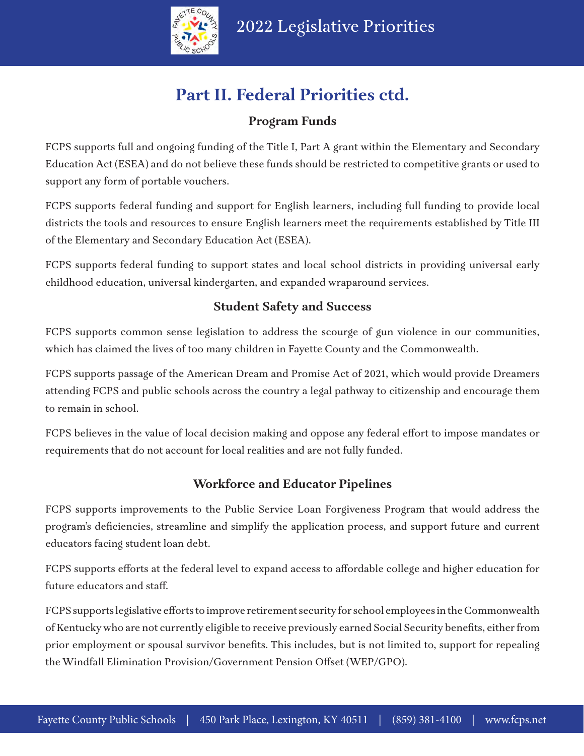## Part II. Federal Priorities ctd.

### Program Funds

FCPS supports full and ongoing funding of the Title I, Part A grant within the Elementary and Secondary Education Act (ESEA) and do not believe these funds should be restricted to competitive grants or used to support any form of portable vouchers.

FCPS supports federal funding and support for English learners, including full funding to provide local districts the tools and resources to ensure English learners meet the requirements established by Title III of the Elementary and Secondary Education Act (ESEA).

FCPS supports federal funding to support states and local school districts in providing universal early childhood education, universal kindergarten, and expanded wraparound services.

### Student Safety and Success

FCPS supports common sense legislation to address the scourge of gun violence in our communities, which has claimed the lives of too many children in Fayette County and the Commonwealth.

FCPS supports passage of the American Dream and Promise Act of 2021, which would provide Dreamers attending FCPS and public schools across the country a legal pathway to citizenship and encourage them to remain in school.

FCPS believes in the value of local decision making and oppose any federal effort to impose mandates or requirements that do not account for local realities and are not fully funded.

### Workforce and Educator Pipelines

FCPS supports improvements to the Public Service Loan Forgiveness Program that would address the program's deficiencies, streamline and simplify the application process, and support future and current educators facing student loan debt.

FCPS supports efforts at the federal level to expand access to affordable college and higher education for future educators and staff.

FCPS supports legislative efforts to improve retirement security for school employees in the Commonwealth of Kentucky who are not currently eligible to receive previously earned Social Security benefits, either from prior employment or spousal survivor benefits. This includes, but is not limited to, support for repealing the Windfall Elimination Provision/Government Pension Offset (WEP/GPO).